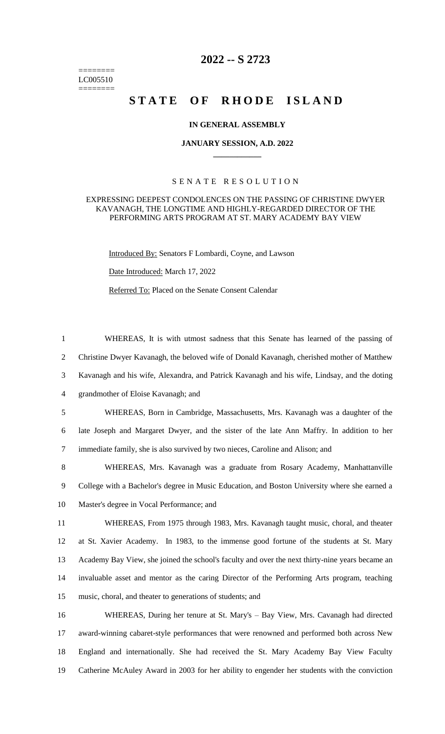======== LC005510 ========

# 2022 -- S 2723

# STATE OF RHODE ISLAND

## IN GENERAL ASSEMBLY

### JANUARY SESSION, A.D. 2022

---

SENATE RESOLUTION

EXPRESSING DEEPEST CONDOLENCES ON THE PASSING OF CHRISTINE DWYER KAVANAGH, THE LONGTIME AND HIGHLY-REGARDED DIRECTOR OF THE PERFORMING ARTS PROGRAM AT ST. MARY ACADEMY BAY VIEW

Introduced By: Senators F Lombardi, Coyne, and Lawson

Date Introduced: March 17, 2022

Referred To: Placed on the Senate Consent Calendar

1 WHEREAS, It is with utmost sadness that this Senate has learned of the passing of
2 Christine Dwyer Kavanagh, the beloved wife of Donald Kavanagh, cherished mother of Matthew
3 Kavanagh and his wife, Alexandra, and Patrick Kavanagh and his wife, Lindsay, and the doting
4 grandmother of Eloise Kavanagh; and

5 WHEREAS, Born in Cambridge, Massachusetts, Mrs. Kavanagh was a daughter of the
6 late Joseph and Margaret Dwyer, and the sister of the late Ann Maffry. In addition to her
7 immediate family, she is also survived by two nieces, Caroline and Alison; and

8 WHEREAS, Mrs. Kavanagh was a graduate from Rosary Academy, Manhattanville
9 College with a Bachelor's degree in Music Education, and Boston University where she earned a
10 Master's degree in Vocal Performance; and

11 WHEREAS, From 1975 through 1983, Mrs. Kavanagh taught music, choral, and theater
12 at St. Xavier Academy. In 1983, to the immense good fortune of the students at St. Mary
13 Academy Bay View, she joined the school's faculty and over the next thirty-nine years became an
14 invaluable asset and mentor as the caring Director of the Performing Arts program, teaching
15 music, choral, and theater to generations of students; and

16 WHEREAS, During her tenure at St. Mary's – Bay View, Mrs. Cavanagh had directed
17 award-winning cabaret-style performances that were renowned and performed both across New
18 England and internationally. She had received the St. Mary Academy Bay View Faculty
19 Catherine McAuley Award in 2003 for her ability to engender her students with the conviction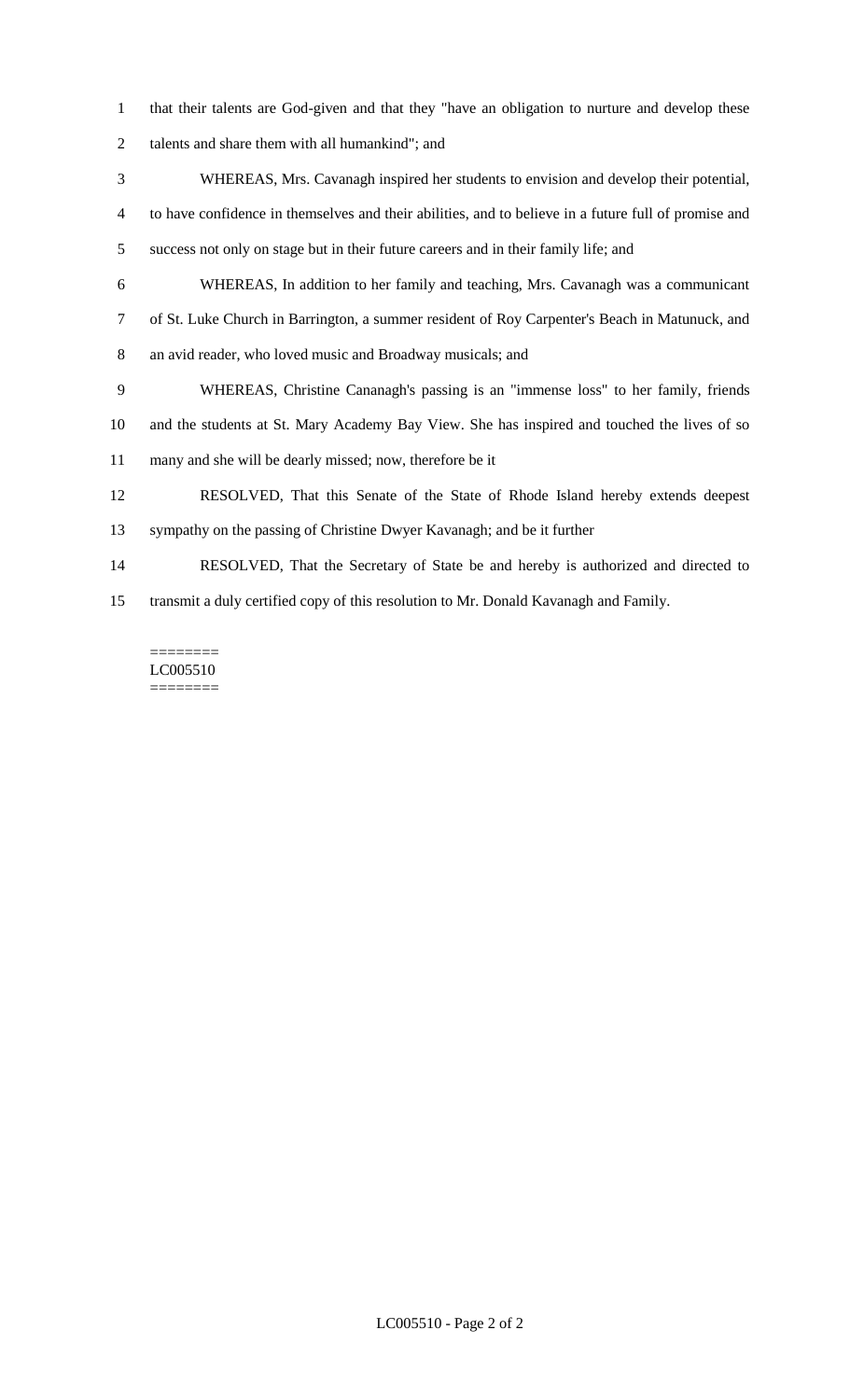that their talents are God-given and that they "have an obligation to nurture and develop these talents and share them with all humankind"; and

WHEREAS, Mrs. Cavanagh inspired her students to envision and develop their potential, to have confidence in themselves and their abilities, and to believe in a future full of promise and success not only on stage but in their future careers and in their family life; and

WHEREAS, In addition to her family and teaching, Mrs. Cavanagh was a communicant of St. Luke Church in Barrington, a summer resident of Roy Carpenter's Beach in Matunuck, and an avid reader, who loved music and Broadway musicals; and

WHEREAS, Christine Cananagh's passing is an "immense loss" to her family, friends and the students at St. Mary Academy Bay View. She has inspired and touched the lives of so many and she will be dearly missed; now, therefore be it

RESOLVED, That this Senate of the State of Rhode Island hereby extends deepest sympathy on the passing of Christine Dwyer Kavanagh; and be it further

RESOLVED, That the Secretary of State be and hereby is authorized and directed to transmit a duly certified copy of this resolution to Mr. Donald Kavanagh and Family.

========
LC005510
========